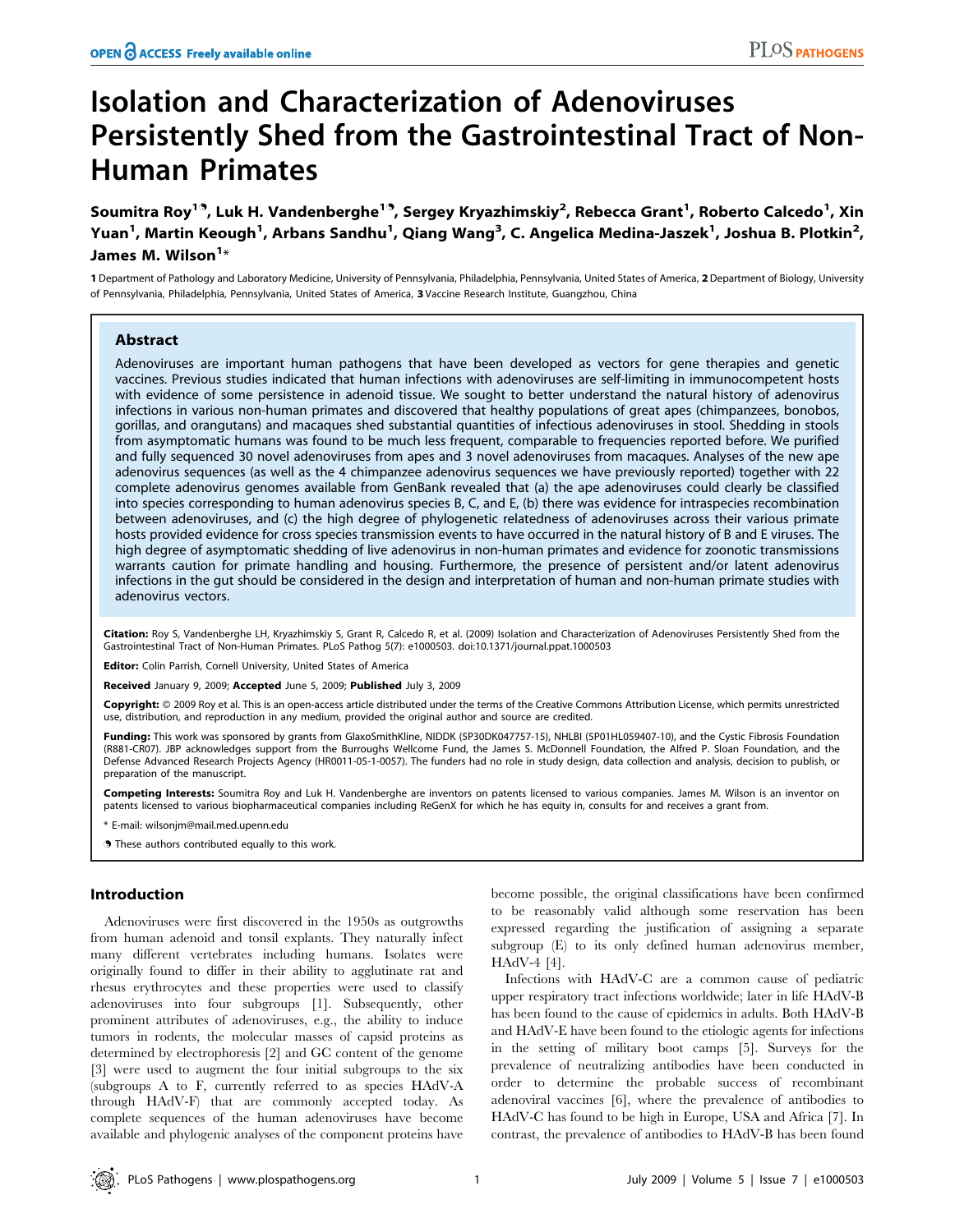# Isolation and Characterization of Adenoviruses Persistently Shed from the Gastrointestinal Tract of Non-Human Primates

**Soumitra Roy[1], Luk H. Vandenberghe[1], Sergey Kryazhimskiy[2], Rebecca Grant[1], Roberto Calcedo[1], Xin Yuan[1], Martin Keough[1], Arbans Sandhu[1], Qiang Wang[3], C. Angelica Medina-Jaszek[1], Joshua B. Plotkin[2], James M. Wilson[1]***

1 Department of Pathology and Laboratory Medicine, University of Pennsylvania, Philadelphia, Pennsylvania, United States of America, 2 Department of Biology, University of Pennsylvania, Philadelphia, Pennsylvania, United States of America, 3 Vaccine Research Institute, Guangzhou, China

## Abstract

Adenoviruses are important human pathogens that have been developed as vectors for gene therapies and genetic vaccines. Previous studies indicated that human infections with adenoviruses are self-limiting in immunocompetent hosts with evidence of some persistence in adenoid tissue. We sought to better understand the natural history of adenovirus infections in various non-human primates and discovered that healthy populations of great apes (chimpanzees, bonobos, gorillas, and orangutans) and macaques shed substantial quantities of infectious adenoviruses in stool. Shedding in stools from asymptomatic humans was found to be much less frequent, comparable to frequencies reported before. We purified and fully sequenced 30 novel adenoviruses from apes and 3 novel adenoviruses from macaques. Analyses of the new ape adenovirus sequences (as well as the 4 chimpanzee adenovirus sequences we have previously reported) together with 22 complete adenovirus genomes available from GenBank revealed that (a) the ape adenoviruses could clearly be classified into species corresponding to human adenovirus species B, C, and E, (b) there was evidence for intraspecies recombination between adenoviruses, and (c) the high degree of phylogenetic relatedness of adenoviruses across their various primate hosts provided evidence for cross species transmission events to have occurred in the natural history of B and E viruses. The high degree of asymptomatic shedding of live adenovirus in non-human primates and evidence for zoonotic transmissions warrants caution for primate handling and housing. Furthermore, the presence of persistent and/or latent adenovirus infections in the gut should be considered in the design and interpretation of human and non-human primate studies with adenovirus vectors.

**Citation:** Roy S, Vandenberghe LH, Kryazhimskiy S, Grant R, Calcedo R, et al. (2009) Isolation and Characterization of Adenoviruses Persistently Shed from the Gastrointestinal Tract of Non-Human Primates. PLoS Pathog 5(7): e1000503. doi:10.1371/journal.ppat.1000503

**Editor:** Colin Parrish, Cornell University, United States of America

**Received** January 9, 2009; **Accepted** June 5, 2009; **Published** July 3, 2009

**Copyright:** © 2009 Roy et al. This is an open-access article distributed under the terms of the Creative Commons Attribution License, which permits unrestricted use, distribution, and reproduction in any medium, provided the original author and source are credited.

**Funding:** This work was sponsored by grants from GlaxoSmithKline, NIDDK (5P30DK047757-15), NHLBI (5P01HL059407-10), and the Cystic Fibrosis Foundation (R881-CR07). JBP acknowledges support from the Burroughs Wellcome Fund, the James S. McDonnell Foundation, the Alfred P. Sloan Foundation, and the Defense Advanced Research Projects Agency (HR0011-05-1-0057). The funders had no role in study design, data collection and analysis, decision to publish, or preparation of the manuscript.

**Competing Interests:** Soumitra Roy and Luk H. Vandenberghe are inventors on patents licensed to various companies. James M. Wilson is an inventor on patents licensed to various biopharmaceutical companies including ReGenX for which he has equity in, consults for and receives a grant from.

\* E-mail: wilsonjm@mail.med.upenn.edu

These authors contributed equally to this work.

## Introduction

Adenoviruses were first discovered in the 1950s as outgrowths from human adenoid and tonsil explants. They naturally infect many different vertebrates including humans. Isolates were originally found to differ in their ability to agglutinate rat and rhesus erythrocytes and these properties were used to classify adenoviruses into four subgroups [1]. Subsequently, other prominent attributes of adenoviruses, e.g., the ability to induce tumors in rodents, the molecular masses of capsid proteins as determined by electrophoresis [2] and GC content of the genome [3] were used to augment the four initial subgroups to the six (subgroups A to F, currently referred to as species HAdV-A through HAdV-F) that are commonly accepted today. As complete sequences of the human adenoviruses have become available and phylogenic analyses of the component proteins have become possible, the original classifications have been confirmed to be reasonably valid although some reservation has been expressed regarding the justification of assigning a separate subgroup (E) to its only defined human adenovirus member, HAdV-4 [4].

Infections with HAdV-C are a common cause of pediatric upper respiratory tract infections worldwide; later in life HAdV-B has been found to the cause of epidemics in adults. Both HAdV-B and HAdV-E have been found to the etiologic agents for infections in the setting of military boot camps [5]. Surveys for the prevalence of neutralizing antibodies have been conducted in order to determine the probable success of recombinant adenoviral vaccines [6], where the prevalence of antibodies to HAdV-C has found to be high in Europe, USA and Africa [7]. In contrast, the prevalence of antibodies to HAdV-B has been found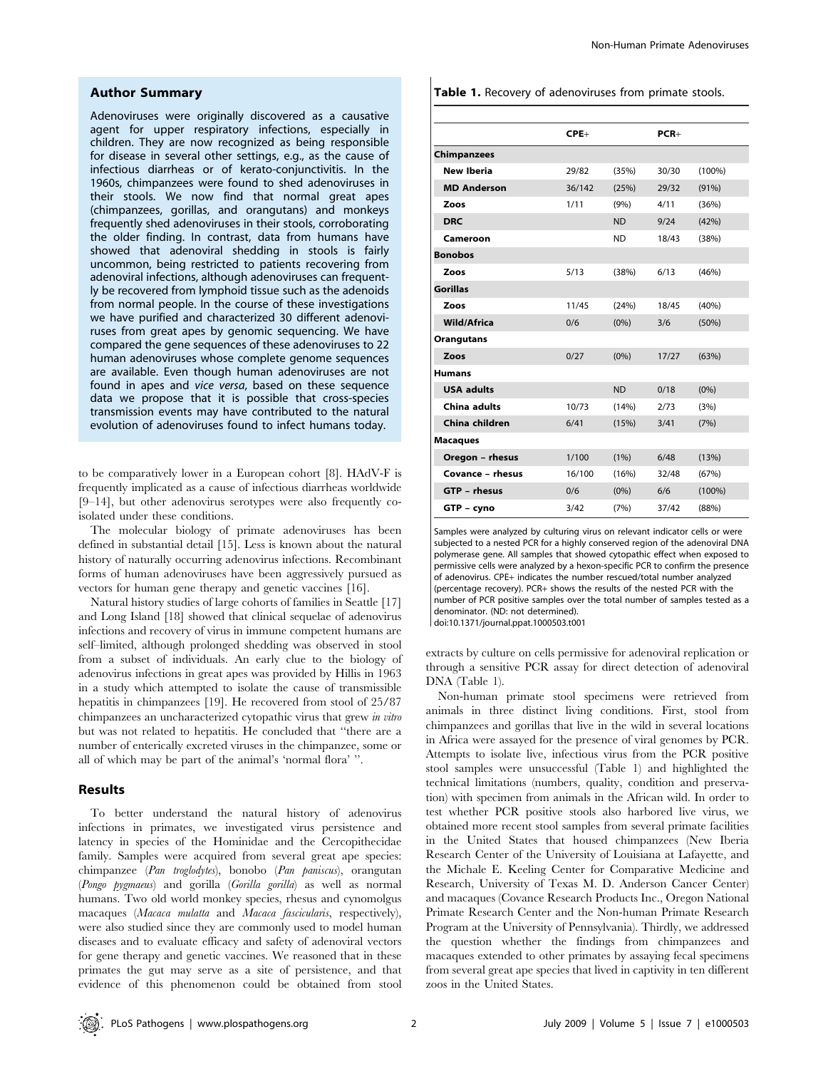## Author Summary

Adenoviruses were originally discovered as a causative agent for upper respiratory infections, especially in children. They are now recognized as being responsible for disease in several other settings, e.g., as the cause of infectious diarrheas or of kerato-conjunctivitis. In the 1960s, chimpanzees were found to shed adenoviruses in their stools. We now find that normal great apes (chimpanzees, gorillas, and orangutans) and monkeys frequently shed adenoviruses in their stools, corroborating the older finding. In contrast, data from humans have showed that adenoviral shedding in stools is fairly uncommon, being restricted to patients recovering from adenoviral infections, although adenoviruses can frequently be recovered from lymphoid tissue such as the adenoids from normal people. In the course of these investigations we have purified and characterized 30 different adenoviruses from great apes by genomic sequencing. We have compared the gene sequences of these adenoviruses to 22 human adenoviruses whose complete genome sequences are available. Even though human adenoviruses are not found in apes and *vice versa*, based on these sequence data we propose that it is possible that cross-species transmission events may have contributed to the natural evolution of adenoviruses found to infect humans today.

to be comparatively lower in a European cohort [8]. HAdV-F is frequently implicated as a cause of infectious diarrheas worldwide [9–14], but other adenovirus serotypes were also frequently co-isolated under these conditions.

The molecular biology of primate adenoviruses has been defined in substantial detail [15]. Less is known about the natural history of naturally occurring adenovirus infections. Recombinant forms of human adenoviruses have been aggressively pursued as vectors for human gene therapy and genetic vaccines [16].

Natural history studies of large cohorts of families in Seattle [17] and Long Island [18] showed that clinical sequelae of adenovirus infections and recovery of virus in immune competent humans are self–limited, although prolonged shedding was observed in stool from a subset of individuals. An early clue to the biology of adenovirus infections in great apes was provided by Hillis in 1963 in a study which attempted to isolate the cause of transmissible hepatitis in chimpanzees [19]. He recovered from stool of 25/87 chimpanzees an uncharacterized cytopathic virus that grew *in vitro* but was not related to hepatitis. He concluded that "there are a number of enterically excreted viruses in the chimpanzee, some or all of which may be part of the animal's 'normal flora' ".

## Results

To better understand the natural history of adenovirus infections in primates, we investigated virus persistence and latency in species of the Hominidae and the Cercopithecidae family. Samples were acquired from several great ape species: chimpanzee (*Pan troglodytes*), bonobo (*Pan paniscus*), orangutan (*Pongo pygmaeus*) and gorilla (*Gorilla gorilla*) as well as normal humans. Two old world monkey species, rhesus and cynomolgus macaques (*Macaca mulatta* and *Macaca fascicularis*, respectively), were also studied since they are commonly used to model human diseases and to evaluate efficacy and safety of adenoviral vectors for gene therapy and genetic vaccines. We reasoned that in these primates the gut may serve as a site of persistence, and that evidence of this phenomenon could be obtained from stool extracts by culture on cells permissive for adenoviral replication or through a sensitive PCR assay for direct detection of adenoviral DNA (Table 1).

**Table 1.** Recovery of adenoviruses from primate stools.

| | CPE+ | | PCR+ | |
|---|---|---|---|---|
| **Chimpanzees** | | | | |
| New Iberia | 29/82 | (35%) | 30/30 | (100%) |
| MD Anderson | 36/142 | (25%) | 29/32 | (91%) |
| Zoos | 1/11 | (9%) | 4/11 | (36%) |
| DRC | | ND | 9/24 | (42%) |
| Cameroon | | ND | 18/43 | (38%) |
| **Bonobos** | | | | |
| Zoos | 5/13 | (38%) | 6/13 | (46%) |
| **Gorillas** | | | | |
| Zoos | 11/45 | (24%) | 18/45 | (40%) |
| Wild/Africa | 0/6 | (0%) | 3/6 | (50%) |
| **Orangutans** | | | | |
| Zoos | 0/27 | (0%) | 17/27 | (63%) |
| **Humans** | | | | |
| USA adults | | ND | 0/18 | (0%) |
| China adults | 10/73 | (14%) | 2/73 | (3%) |
| China children | 6/41 | (15%) | 3/41 | (7%) |
| **Macaques** | | | | |
| Oregon – rhesus | 1/100 | (1%) | 6/48 | (13%) |
| Covance – rhesus | 16/100 | (16%) | 32/48 | (67%) |
| GTP – rhesus | 0/6 | (0%) | 6/6 | (100%) |
| GTP – cyno | 3/42 | (7%) | 37/42 | (88%) |

Samples were analyzed by culturing virus on relevant indicator cells or were subjected to a nested PCR for a highly conserved region of the adenoviral DNA polymerase gene. All samples that showed cytopathic effect when exposed to permissive cells were analyzed by a hexon-specific PCR to confirm the presence of adenovirus. CPE+ indicates the number rescued/total number analyzed (percentage recovery). PCR+ shows the results of the nested PCR with the number of PCR positive samples over the total number of samples tested as a denominator. (ND: not determined).
doi:10.1371/journal.ppat.1000503.t001

Non-human primate stool specimens were retrieved from animals in three distinct living conditions. First, stool from chimpanzees and gorillas that live in the wild in several locations in Africa were assayed for the presence of viral genomes by PCR. Attempts to isolate live, infectious virus from the PCR positive stool samples were unsuccessful (Table 1) and highlighted the technical limitations (numbers, quality, condition and preservation) with specimen from animals in the African wild. In order to test whether PCR positive stools also harbored live virus, we obtained more recent stool samples from several primate facilities in the United States that housed chimpanzees (New Iberia Research Center of the University of Louisiana at Lafayette, and the Michale E. Keeling Center for Comparative Medicine and Research, University of Texas M. D. Anderson Cancer Center) and macaques (Covance Research Products Inc., Oregon National Primate Research Center and the Non-human Primate Research Program at the University of Pennsylvania). Thirdly, we addressed the question whether the findings from chimpanzees and macaques extended to other primates by assaying fecal specimens from several great ape species that lived in captivity in ten different zoos in the United States.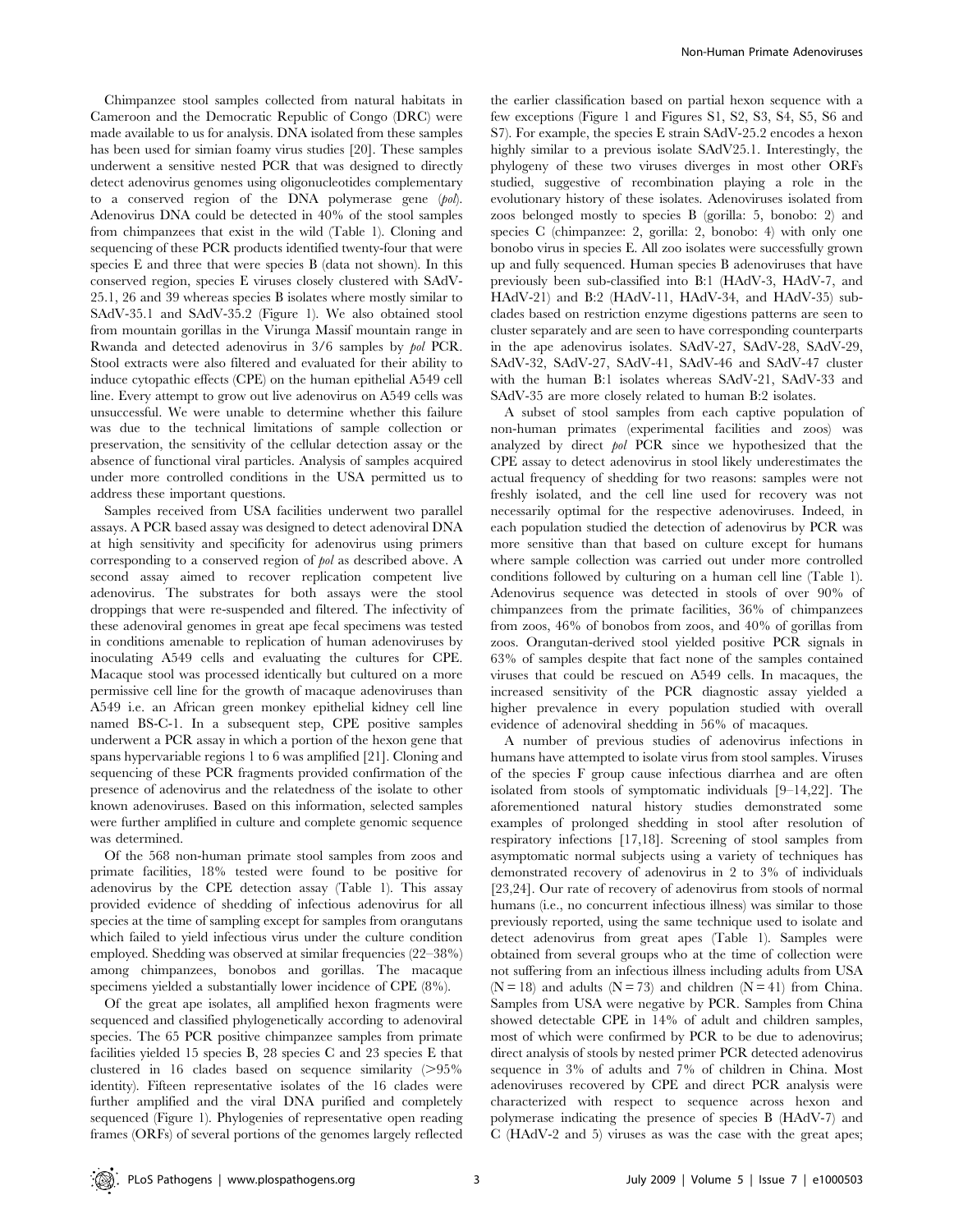Chimpanzee stool samples collected from natural habitats in Cameroon and the Democratic Republic of Congo (DRC) were made available to us for analysis. DNA isolated from these samples has been used for simian foamy virus studies [20]. These samples underwent a sensitive nested PCR that was designed to directly detect adenovirus genomes using oligonucleotides complementary to a conserved region of the DNA polymerase gene (*pol*). Adenovirus DNA could be detected in 40% of the stool samples from chimpanzees that exist in the wild (Table 1). Cloning and sequencing of these PCR products identified twenty-four that were species E and three that were species B (data not shown). In this conserved region, species E viruses closely clustered with SAdV-25.1, 26 and 39 whereas species B isolates where mostly similar to SAdV-35.1 and SAdV-35.2 (Figure 1). We also obtained stool from mountain gorillas in the Virunga Massif mountain range in Rwanda and detected adenovirus in 3/6 samples by *pol* PCR. Stool extracts were also filtered and evaluated for their ability to induce cytopathic effects (CPE) on the human epithelial A549 cell line. Every attempt to grow out live adenovirus on A549 cells was unsuccessful. We were unable to determine whether this failure was due to the technical limitations of sample collection or preservation, the sensitivity of the cellular detection assay or the absence of functional viral particles. Analysis of samples acquired under more controlled conditions in the USA permitted us to address these important questions.

Samples received from USA facilities underwent two parallel assays. A PCR based assay was designed to detect adenoviral DNA at high sensitivity and specificity for adenovirus using primers corresponding to a conserved region of *pol* as described above. A second assay aimed to recover replication competent live adenovirus. The substrates for both assays were the stool droppings that were re-suspended and filtered. The infectivity of these adenoviral genomes in great ape fecal specimens was tested in conditions amenable to replication of human adenoviruses by inoculating A549 cells and evaluating the cultures for CPE. Macaque stool was processed identically but cultured on a more permissive cell line for the growth of macaque adenoviruses than A549 i.e. an African green monkey epithelial kidney cell line named BS-C-1. In a subsequent step, CPE positive samples underwent a PCR assay in which a portion of the hexon gene that spans hypervariable regions 1 to 6 was amplified [21]. Cloning and sequencing of these PCR fragments provided confirmation of the presence of adenovirus and the relatedness of the isolate to other known adenoviruses. Based on this information, selected samples were further amplified in culture and complete genomic sequence was determined.

Of the 568 non-human primate stool samples from zoos and primate facilities, 18% tested were found to be positive for adenovirus by the CPE detection assay (Table 1). This assay provided evidence of shedding of infectious adenovirus for all species at the time of sampling except for samples from orangutans which failed to yield infectious virus under the culture condition employed. Shedding was observed at similar frequencies (22–38%) among chimpanzees, bonobos and gorillas. The macaque specimens yielded a substantially lower incidence of CPE (8%).

Of the great ape isolates, all amplified hexon fragments were sequenced and classified phylogenetically according to adenoviral species. The 65 PCR positive chimpanzee samples from primate facilities yielded 15 species B, 28 species C and 23 species E that clustered in 16 clades based on sequence similarity (>95% identity). Fifteen representative isolates of the 16 clades were further amplified and the viral DNA purified and completely sequenced (Figure 1). Phylogenies of representative open reading frames (ORFs) of several portions of the genomes largely reflected the earlier classification based on partial hexon sequence with a few exceptions (Figure 1 and Figures S1, S2, S3, S4, S5, S6 and S7). For example, the species E strain SAdV-25.2 encodes a hexon highly similar to a previous isolate SAdV25.1. Interestingly, the phylogeny of these two viruses diverges in most other ORFs studied, suggestive of recombination playing a role in the evolutionary history of these isolates. Adenoviruses isolated from zoos belonged mostly to species B (gorilla: 5, bonobo: 2) and species C (chimpanzee: 2, gorilla: 2, bonobo: 4) with only one bonobo virus in species E. All zoo isolates were successfully grown up and fully sequenced. Human species B adenoviruses that have previously been sub-classified into B:1 (HAdV-3, HAdV-7, and HAdV-21) and B:2 (HAdV-11, HAdV-34, and HAdV-35) sub-clades based on restriction enzyme digestions patterns are seen to cluster separately and are seen to have corresponding counterparts in the ape adenovirus isolates. SAdV-27, SAdV-28, SAdV-29, SAdV-32, SAdV-27, SAdV-41, SAdV-46 and SAdV-47 cluster with the human B:1 isolates whereas SAdV-21, SAdV-33 and SAdV-35 are more closely related to human B:2 isolates.

A subset of stool samples from each captive population of non-human primates (experimental facilities and zoos) was analyzed by direct *pol* PCR since we hypothesized that the CPE assay to detect adenovirus in stool likely underestimates the actual frequency of shedding for two reasons: samples were not freshly isolated, and the cell line used for recovery was not necessarily optimal for the respective adenoviruses. Indeed, in each population studied the detection of adenovirus by PCR was more sensitive than that based on culture except for humans where sample collection was carried out under more controlled conditions followed by culturing on a human cell line (Table 1). Adenovirus sequence was detected in stools of over 90% of chimpanzees from the primate facilities, 36% of chimpanzees from zoos, 46% of bonobos from zoos, and 40% of gorillas from zoos. Orangutan-derived stool yielded positive PCR signals in 63% of samples despite that fact none of the samples contained viruses that could be rescued on A549 cells. In macaques, the increased sensitivity of the PCR diagnostic assay yielded a higher prevalence in every population studied with overall evidence of adenoviral shedding in 56% of macaques.

A number of previous studies of adenovirus infections in humans have attempted to isolate virus from stool samples. Viruses of the species F group cause infectious diarrhea and are often isolated from stools of symptomatic individuals [9–14,22]. The aforementioned natural history studies demonstrated some examples of prolonged shedding in stool after resolution of respiratory infections [17,18]. Screening of stool samples from asymptomatic normal subjects using a variety of techniques has demonstrated recovery of adenovirus in 2 to 3% of individuals [23,24]. Our rate of recovery of adenovirus from stools of normal humans (i.e., no concurrent infectious illness) was similar to those previously reported, using the same technique used to isolate and detect adenovirus from great apes (Table 1). Samples were obtained from several groups who at the time of collection were not suffering from an infectious illness including adults from USA (N = 18) and adults (N = 73) and children (N = 41) from China. Samples from USA were negative by PCR. Samples from China showed detectable CPE in 14% of adult and children samples, most of which were confirmed by PCR to be due to adenovirus; direct analysis of stools by nested primer PCR detected adenovirus sequence in 3% of adults and 7% of children in China. Most adenoviruses recovered by CPE and direct PCR analysis were characterized with respect to sequence across hexon and polymerase indicating the presence of species B (HAdV-7) and C (HAdV-2 and 5) viruses as was the case with the great apes;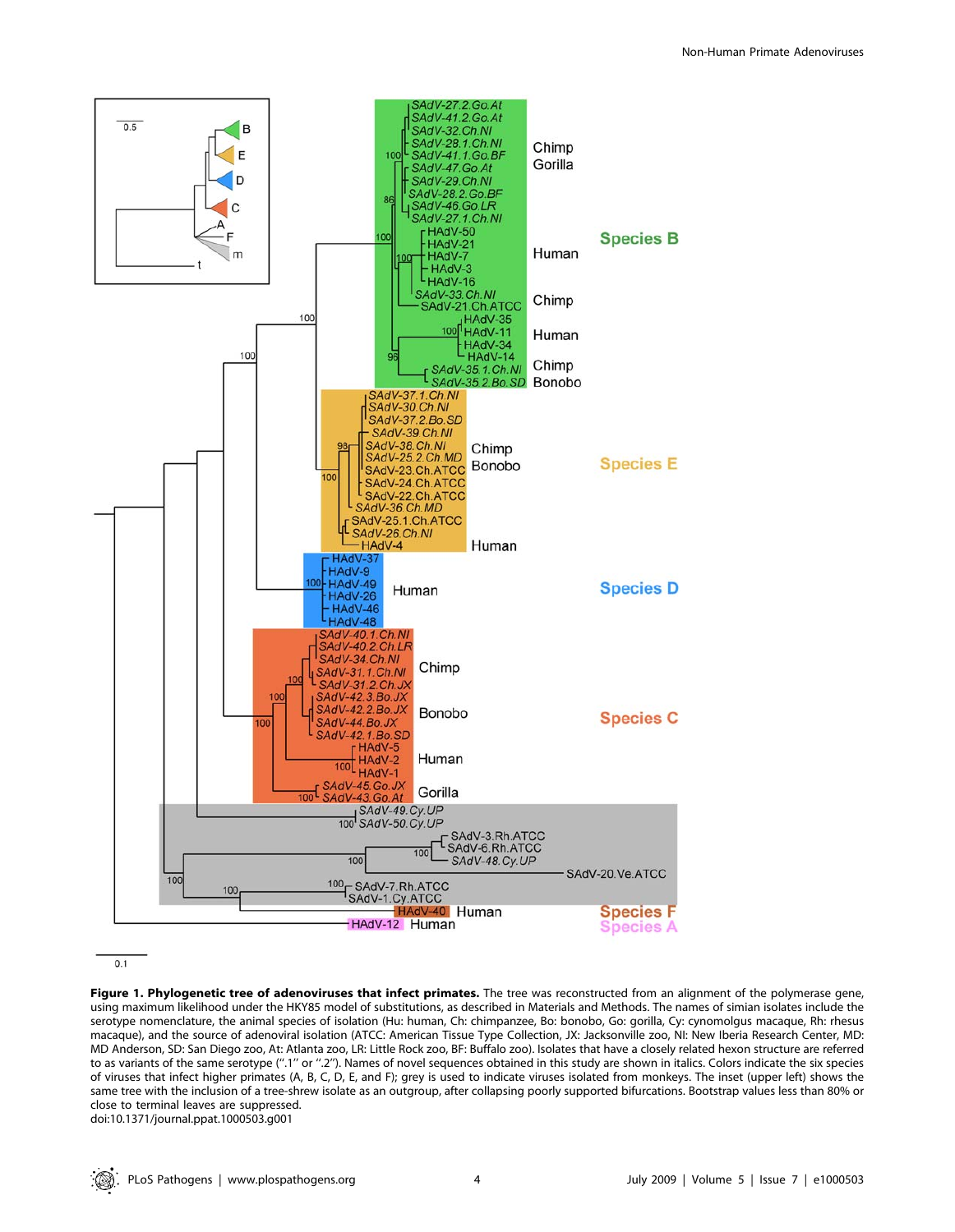**Figure 1. Phylogenetic tree of adenoviruses that infect primates.** The tree was reconstructed from an alignment of the polymerase gene, using maximum likelihood under the HKY85 model of substitutions, as described in Materials and Methods. The names of simian isolates include the serotype nomenclature, the animal species of isolation (Hu: human, Ch: chimpanzee, Bo: bonobo, Go: gorilla, Cy: cynomolgus macaque, Rh: rhesus macaque), and the source of adenoviral isolation (ATCC: American Tissue Type Collection, JX: Jacksonville zoo, NI: New Iberia Research Center, MD: MD Anderson, SD: San Diego zoo, At: Atlanta zoo, LR: Little Rock zoo, BF: Buffalo zoo). Isolates that have a closely related hexon structure are referred to as variants of the same serotype (".1" or ".2"). Names of novel sequences obtained in this study are shown in italics. Colors indicate the six species of viruses that infect higher primates (A, B, C, D, E, and F); grey is used to indicate viruses isolated from monkeys. The inset (upper left) shows the same tree with the inclusion of a tree-shrew isolate as an outgroup, after collapsing poorly supported bifurcations. Bootstrap values less than 80% or close to terminal leaves are suppressed.
doi:10.1371/journal.ppat.1000503.g001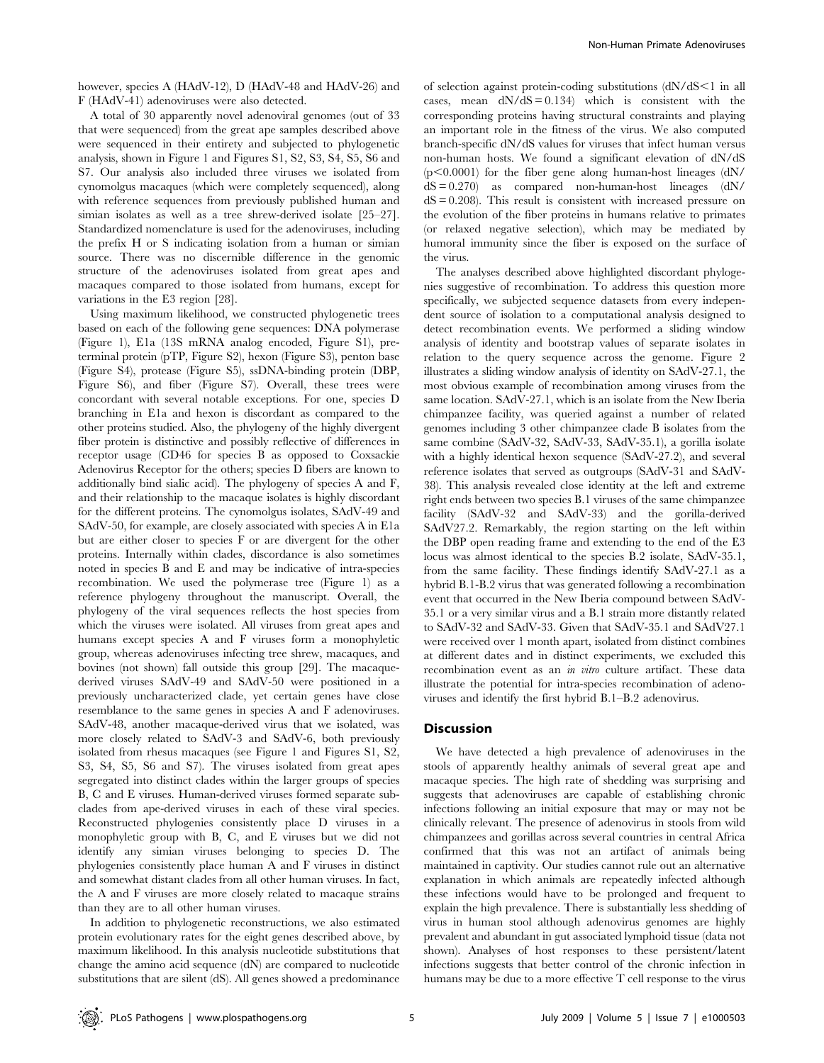however, species A (HAdV-12), D (HAdV-48 and HAdV-26) and F (HAdV-41) adenoviruses were also detected.

A total of 30 apparently novel adenoviral genomes (out of 33 that were sequenced) from the great ape samples described above were sequenced in their entirety and subjected to phylogenetic analysis, shown in Figure 1 and Figures S1, S2, S3, S4, S5, S6 and S7. Our analysis also included three viruses we isolated from cynomolgus macaques (which were completely sequenced), along with reference sequences from previously published human and simian isolates as well as a tree shrew-derived isolate [25–27]. Standardized nomenclature is used for the adenoviruses, including the prefix H or S indicating isolation from a human or simian source. There was no discernible difference in the genomic structure of the adenoviruses isolated from great apes and macaques compared to those isolated from humans, except for variations in the E3 region [28].

Using maximum likelihood, we constructed phylogenetic trees based on each of the following gene sequences: DNA polymerase (Figure 1), E1a (13S mRNA analog encoded, Figure S1), preterminal protein (pTP, Figure S2), hexon (Figure S3), penton base (Figure S4), protease (Figure S5), ssDNA-binding protein (DBP, Figure S6), and fiber (Figure S7). Overall, these trees were concordant with several notable exceptions. For one, species D branching in E1a and hexon is discordant as compared to the other proteins studied. Also, the phylogeny of the highly divergent fiber protein is distinctive and possibly reflective of differences in receptor usage (CD46 for species B as opposed to Coxsackie Adenovirus Receptor for the others; species D fibers are known to additionally bind sialic acid). The phylogeny of species A and F, and their relationship to the macaque isolates is highly discordant for the different proteins. The cynomolgus isolates, SAdV-49 and SAdV-50, for example, are closely associated with species A in E1a but are either closer to species F or are divergent for the other proteins. Internally within clades, discordance is also sometimes noted in species B and E and may be indicative of intra-species recombination. We used the polymerase tree (Figure 1) as a reference phylogeny throughout the manuscript. Overall, the phylogeny of the viral sequences reflects the host species from which the viruses were isolated. All viruses from great apes and humans except species A and F viruses form a monophyletic group, whereas adenoviruses infecting tree shrew, macaques, and bovines (not shown) fall outside this group [29]. The macaque-derived viruses SAdV-49 and SAdV-50 were positioned in a previously uncharacterized clade, yet certain genes have close resemblance to the same genes in species A and F adenoviruses. SAdV-48, another macaque-derived virus that we isolated, was more closely related to SAdV-3 and SAdV-6, both previously isolated from rhesus macaques (see Figure 1 and Figures S1, S2, S3, S4, S5, S6 and S7). The viruses isolated from great apes segregated into distinct clades within the larger groups of species B, C and E viruses. Human-derived viruses formed separate subclades from ape-derived viruses in each of these viral species. Reconstructed phylogenies consistently place D viruses in a monophyletic group with B, C, and E viruses but we did not identify any simian viruses belonging to species D. The phylogenies consistently place human A and F viruses in distinct and somewhat distant clades from all other human viruses. In fact, the A and F viruses are more closely related to macaque strains than they are to all other human viruses.

In addition to phylogenetic reconstructions, we also estimated protein evolutionary rates for the eight genes described above, by maximum likelihood. In this analysis nucleotide substitutions that change the amino acid sequence (dN) are compared to nucleotide substitutions that are silent (dS). All genes showed a predominance of selection against protein-coding substitutions ($dN/dS < 1$ in all cases, mean $dN/dS = 0.134$) which is consistent with the corresponding proteins having structural constraints and playing an important role in the fitness of the virus. We also computed branch-specific dN/dS values for viruses that infect human versus non-human hosts. We found a significant elevation of dN/dS ($p < 0.0001$) for the fiber gene along human-host lineages ($dN/dS = 0.270$) as compared non-human-host lineages ($dN/dS = 0.208$). This result is consistent with increased pressure on the evolution of the fiber proteins in humans relative to primates (or relaxed negative selection), which may be mediated by humoral immunity since the fiber is exposed on the surface of the virus.

The analyses described above highlighted discordant phylogenies suggestive of recombination. To address this question more specifically, we subjected sequence datasets from every independent source of isolation to a computational analysis designed to detect recombination events. We performed a sliding window analysis of identity and bootstrap values of separate isolates in relation to the query sequence across the genome. Figure 2 illustrates a sliding window analysis of identity on SAdV-27.1, the most obvious example of recombination among viruses from the same location. SAdV-27.1, which is an isolate from the New Iberia chimpanzee facility, was queried against a number of related genomes including 3 other chimpanzee clade B isolates from the same combine (SAdV-32, SAdV-33, SAdV-35.1), a gorilla isolate with a highly identical hexon sequence (SAdV-27.2), and several reference isolates that served as outgroups (SAdV-31 and SAdV-38). This analysis revealed close identity at the left and extreme right ends between two species B.1 viruses of the same chimpanzee facility (SAdV-32 and SAdV-33) and the gorilla-derived SAdV27.2. Remarkably, the region starting on the left within the DBP open reading frame and extending to the end of the E3 locus was almost identical to the species B.2 isolate, SAdV-35.1, from the same facility. These findings identify SAdV-27.1 as a hybrid B.1-B.2 virus that was generated following a recombination event that occurred in the New Iberia compound between SAdV-35.1 or a very similar virus and a B.1 strain more distantly related to SAdV-32 and SAdV-33. Given that SAdV-35.1 and SAdV27.1 were received over 1 month apart, isolated from distinct combines at different dates and in distinct experiments, we excluded this recombination event as an *in vitro* culture artifact. These data illustrate the potential for intra-species recombination of adenoviruses and identify the first hybrid B.1–B.2 adenovirus.

## Discussion

We have detected a high prevalence of adenoviruses in the stools of apparently healthy animals of several great ape and macaque species. The high rate of shedding was surprising and suggests that adenoviruses are capable of establishing chronic infections following an initial exposure that may or may not be clinically relevant. The presence of adenovirus in stools from wild chimpanzees and gorillas across several countries in central Africa confirmed that this was not an artifact of animals being maintained in captivity. Our studies cannot rule out an alternative explanation in which animals are repeatedly infected although these infections would have to be prolonged and frequent to explain the high prevalence. There is substantially less shedding of virus in human stool although adenovirus genomes are highly prevalent and abundant in gut associated lymphoid tissue (data not shown). Analyses of host responses to these persistent/latent infections suggests that better control of the chronic infection in humans may be due to a more effective T cell response to the virus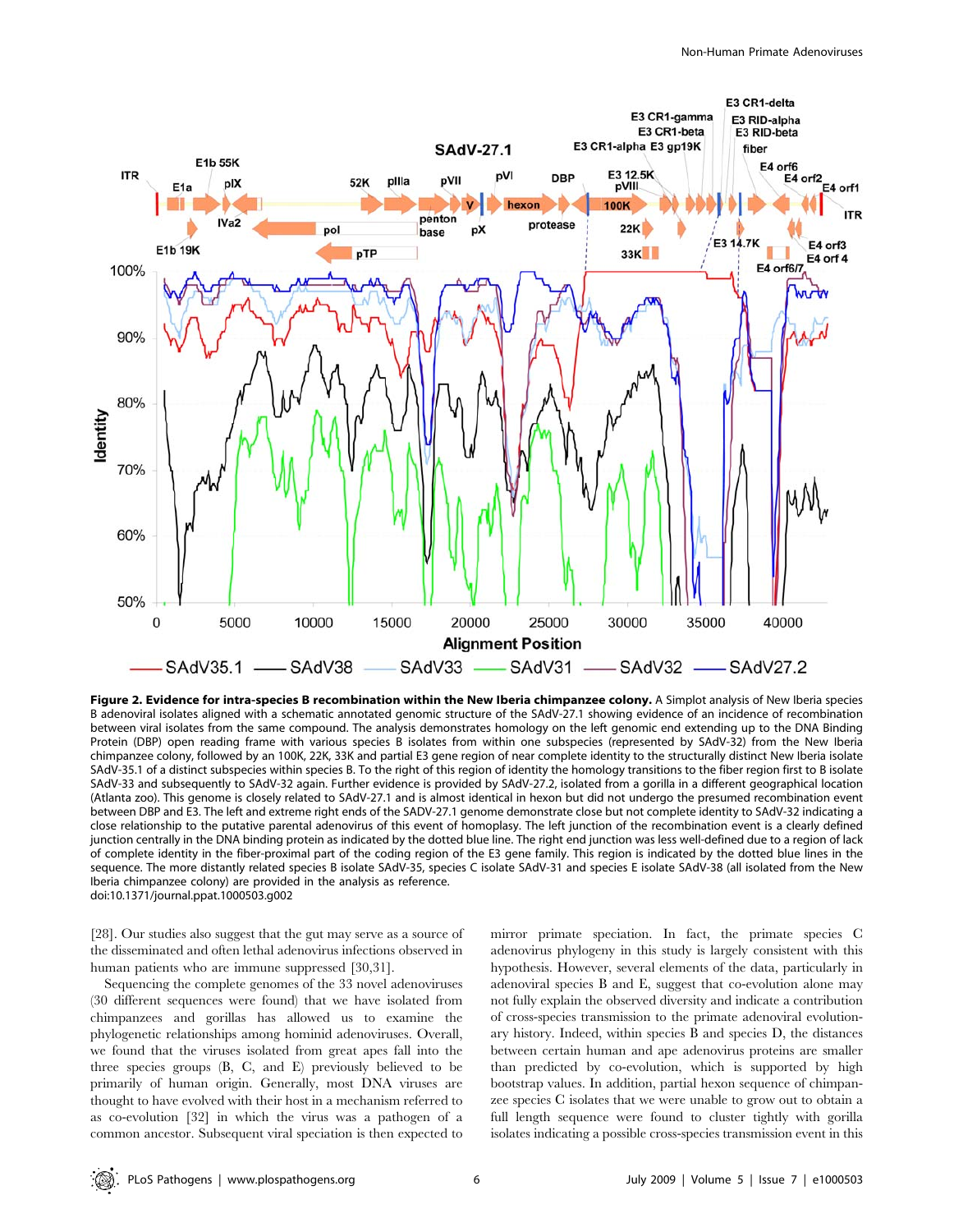**Figure 2. Evidence for intra-species B recombination within the New Iberia chimpanzee colony.** A Simplot analysis of New Iberia species B adenoviral isolates aligned with a schematic annotated genomic structure of the SAdV-27.1 showing evidence of an incidence of recombination between viral isolates from the same compound. The analysis demonstrates homology on the left genomic end extending up to the DNA Binding Protein (DBP) open reading frame with various species B isolates from within one subspecies (represented by SAdV-32) from the New Iberia chimpanzee colony, followed by an 100K, 22K, 33K and partial E3 gene region of near complete identity to the structurally distinct New Iberia isolate SAdV-35.1 of a distinct subspecies within species B. To the right of this region of identity the homology transitions to the fiber region first to B isolate SAdV-33 and subsequently to SAdV-32 again. Further evidence is provided by SAdV-27.2, isolated from a gorilla in a different geographical location (Atlanta zoo). This genome is closely related to SAdV-27.1 and is almost identical in hexon but did not undergo the presumed recombination event between DBP and E3. The left and extreme right ends of the SADV-27.1 genome demonstrate close but not complete identity to SAdV-32 indicating a close relationship to the putative parental adenovirus of this event of homoplasy. The left junction of the recombination event is a clearly defined junction centrally in the DNA binding protein as indicated by the dotted blue line. The right end junction was less well-defined due to a region of lack of complete identity in the fiber-proximal part of the coding region of the E3 gene family. This region is indicated by the dotted blue lines in the sequence. The more distantly related species B isolate SAdV-35, species C isolate SAdV-31 and species E isolate SAdV-38 (all isolated from the New Iberia chimpanzee colony) are provided in the analysis as reference.
doi:10.1371/journal.ppat.1000503.g002

[28]. Our studies also suggest that the gut may serve as a source of the disseminated and often lethal adenovirus infections observed in human patients who are immune suppressed [30,31].

Sequencing the complete genomes of the 33 novel adenoviruses (30 different sequences were found) that we have isolated from chimpanzees and gorillas has allowed us to examine the phylogenetic relationships among hominid adenoviruses. Overall, we found that the viruses isolated from great apes fall into the three species groups (B, C, and E) previously believed to be primarily of human origin. Generally, most DNA viruses are thought to have evolved with their host in a mechanism referred to as co-evolution [32] in which the virus was a pathogen of a common ancestor. Subsequent viral speciation is then expected to mirror primate speciation. In fact, the primate species C adenovirus phylogeny in this study is largely consistent with this hypothesis. However, several elements of the data, particularly in adenoviral species B and E, suggest that co-evolution alone may not fully explain the observed diversity and indicate a contribution of cross-species transmission to the primate adenoviral evolutionary history. Indeed, within species B and species D, the distances between certain human and ape adenovirus proteins are smaller than predicted by co-evolution, which is supported by high bootstrap values. In addition, partial hexon sequence of chimpanzee species C isolates that we were unable to grow out to obtain a full length sequence were found to cluster tightly with gorilla isolates indicating a possible cross-species transmission event in this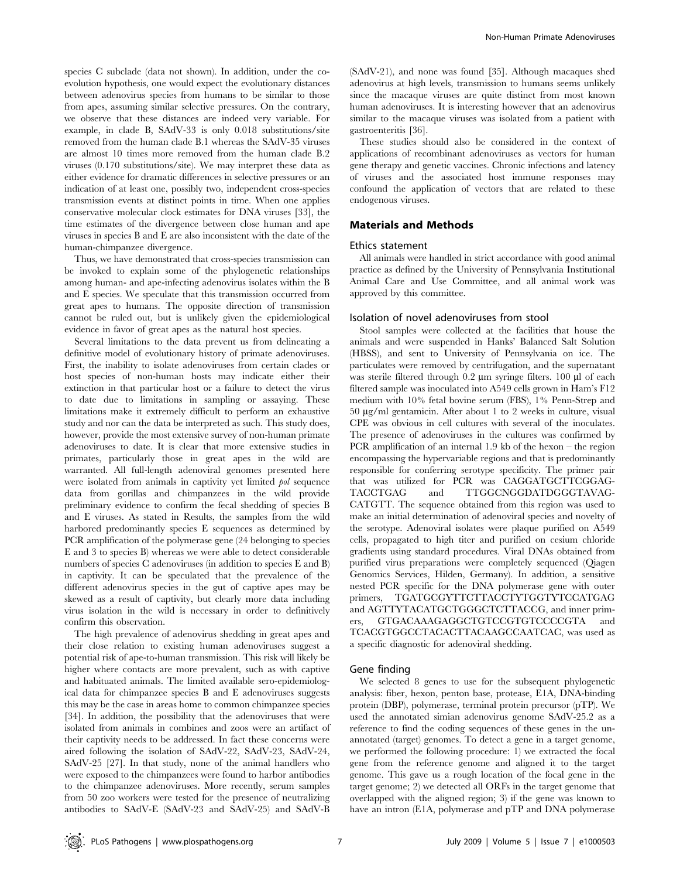species C subclade (data not shown). In addition, under the co-evolution hypothesis, one would expect the evolutionary distances between adenovirus species from humans to be similar to those from apes, assuming similar selective pressures. On the contrary, we observe that these distances are indeed very variable. For example, in clade B, SAdV-33 is only 0.018 substitutions/site removed from the human clade B.1 whereas the SAdV-35 viruses are almost 10 times more removed from the human clade B.2 viruses (0.170 substitutions/site). We may interpret these data as either evidence for dramatic differences in selective pressures or an indication of at least one, possibly two, independent cross-species transmission events at distinct points in time. When one applies conservative molecular clock estimates for DNA viruses [33], the time estimates of the divergence between close human and ape viruses in species B and E are also inconsistent with the date of the human-chimpanzee divergence.

Thus, we have demonstrated that cross-species transmission can be invoked to explain some of the phylogenetic relationships among human- and ape-infecting adenovirus isolates within the B and E species. We speculate that this transmission occurred from great apes to humans. The opposite direction of transmission cannot be ruled out, but is unlikely given the epidemiological evidence in favor of great apes as the natural host species.

Several limitations to the data prevent us from delineating a definitive model of evolutionary history of primate adenoviruses. First, the inability to isolate adenoviruses from certain clades or host species of non-human hosts may indicate either their extinction in that particular host or a failure to detect the virus to date due to limitations in sampling or assaying. These limitations make it extremely difficult to perform an exhaustive study and nor can the data be interpreted as such. This study does, however, provide the most extensive survey of non-human primate adenoviruses to date. It is clear that more extensive studies in primates, particularly those in great apes in the wild are warranted. All full-length adenoviral genomes presented here were isolated from animals in captivity yet limited *pol* sequence data from gorillas and chimpanzees in the wild provide preliminary evidence to confirm the fecal shedding of species B and E viruses. As stated in Results, the samples from the wild harbored predominantly species E sequences as determined by PCR amplification of the polymerase gene (24 belonging to species E and 3 to species B) whereas we were able to detect considerable numbers of species C adenoviruses (in addition to species E and B) in captivity. It can be speculated that the prevalence of the different adenovirus species in the gut of captive apes may be skewed as a result of captivity, but clearly more data including virus isolation in the wild is necessary in order to definitively confirm this observation.

The high prevalence of adenovirus shedding in great apes and their close relation to existing human adenoviruses suggest a potential risk of ape-to-human transmission. This risk will likely be higher where contacts are more prevalent, such as with captive and habituated animals. The limited available sero-epidemiological data for chimpanzee species B and E adenoviruses suggests this may be the case in areas home to common chimpanzee species [34]. In addition, the possibility that the adenoviruses that were isolated from animals in combines and zoos were an artifact of their captivity needs to be addressed. In fact these concerns were aired following the isolation of SAdV-22, SAdV-23, SAdV-24, SAdV-25 [27]. In that study, none of the animal handlers who were exposed to the chimpanzees were found to harbor antibodies to the chimpanzee adenoviruses. More recently, serum samples from 50 zoo workers were tested for the presence of neutralizing antibodies to SAdV-E (SAdV-23 and SAdV-25) and SAdV-B (SAdV-21), and none was found [35]. Although macaques shed adenovirus at high levels, transmission to humans seems unlikely since the macaque viruses are quite distinct from most known human adenoviruses. It is interesting however that an adenovirus similar to the macaque viruses was isolated from a patient with gastroenteritis [36].

These studies should also be considered in the context of applications of recombinant adenoviruses as vectors for human gene therapy and genetic vaccines. Chronic infections and latency of viruses and the associated host immune responses may confound the application of vectors that are related to these endogenous viruses.

## Materials and Methods

### Ethics statement

All animals were handled in strict accordance with good animal practice as defined by the University of Pennsylvania Institutional Animal Care and Use Committee, and all animal work was approved by this committee.

### Isolation of novel adenoviruses from stool

Stool samples were collected at the facilities that house the animals and were suspended in Hanks' Balanced Salt Solution (HBSS), and sent to University of Pennsylvania on ice. The particulates were removed by centrifugation, and the supernatant was sterile filtered through 0.2 µm syringe filters. 100 µl of each filtered sample was inoculated into A549 cells grown in Ham's F12 medium with 10% fetal bovine serum (FBS), 1% Penn-Strep and 50 µg/ml gentamicin. After about 1 to 2 weeks in culture, visual CPE was obvious in cell cultures with several of the inoculates. The presence of adenoviruses in the cultures was confirmed by PCR amplification of an internal 1.9 kb of the hexon – the region encompassing the hypervariable regions and that is predominantly responsible for conferring serotype specificity. The primer pair that was utilized for PCR was CAGGATGCTTCGGAG-TACCTGAG and TTGGCNGGDATDGGGTAVAG-CATGTT. The sequence obtained from this region was used to make an initial determination of adenoviral species and novelty of the serotype. Adenoviral isolates were plaque purified on A549 cells, propagated to high titer and purified on cesium chloride gradients using standard procedures. Viral DNAs obtained from purified virus preparations were completely sequenced (Qiagen Genomics Services, Hilden, Germany). In addition, a sensitive nested PCR specific for the DNA polymerase gene with outer primers, TGATGCGYTTCTTACCTYTGGTYTCCATGAG and AGTTYTACATGCTGGGCTCTTACCG, and inner primers, GTGACAAAGAGGCTGTCCGTGTCCCCGTA and TCACGTGGCCTACACTTACAAGCCAATCAC, was used as a specific diagnostic for adenoviral shedding.

### Gene finding

We selected 8 genes to use for the subsequent phylogenetic analysis: fiber, hexon, penton base, protease, E1A, DNA-binding protein (DBP), polymerase, terminal protein precursor (pTP). We used the annotated simian adenovirus genome SAdV-25.2 as a reference to find the coding sequences of these genes in the unannotated (target) genomes. To detect a gene in a target genome, we performed the following procedure: 1) we extracted the focal gene from the reference genome and aligned it to the target genome. This gave us a rough location of the focal gene in the target genome; 2) we detected all ORFs in the target genome that overlapped with the aligned region; 3) if the gene was known to have an intron (E1A, polymerase and pTP and DNA polymerase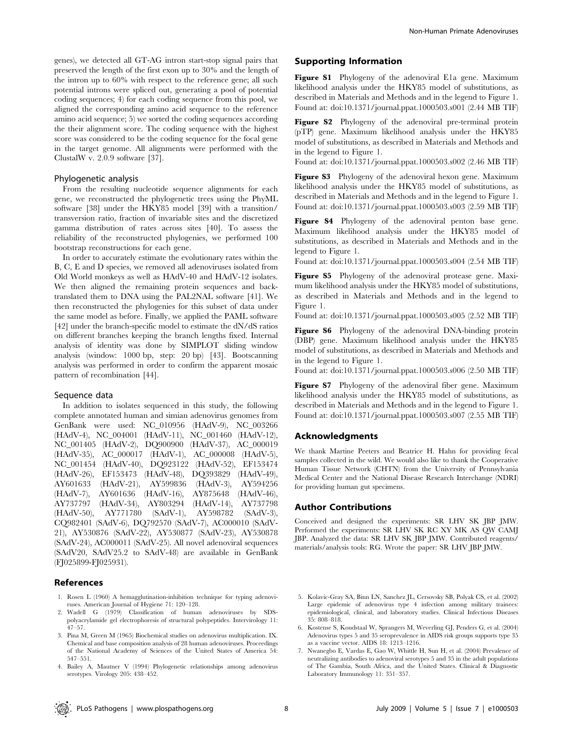genes), we detected all GT-AG intron start-stop signal pairs that preserved the length of the first exon up to 30% and the length of the intron up to 60% with respect to the reference gene; all such potential introns were spliced out, generating a pool of potential coding sequences; 4) for each coding sequence from this pool, we aligned the corresponding amino acid sequence to the reference amino acid sequence; 5) we sorted the coding sequences according the their alignment score. The coding sequence with the highest score was considered to be the coding sequence for the focal gene in the target genome. All alignments were performed with the ClustalW v. 2.0.9 software [37].

### Phylogenetic analysis

From the resulting nucleotide sequence alignments for each gene, we reconstructed the phylogenetic trees using the PhyML software [38] under the HKY85 model [39] with a transition/transversion ratio, fraction of invariable sites and the discretized gamma distribution of rates across sites [40]. To assess the reliability of the reconstructed phylogenies, we performed 100 bootstrap reconstructions for each gene.

In order to accurately estimate the evolutionary rates within the B, C, E and D species, we removed all adenoviruses isolated from Old World monkeys as well as HAdV-40 and HAdV-12 isolates. We then aligned the remaining protein sequences and back-translated them to DNA using the PAL2NAL software [41]. We then reconstructed the phylogenies for this subset of data under the same model as before. Finally, we applied the PAML software [42] under the branch-specific model to estimate the dN/dS ratios on different branches keeping the branch lengths fixed. Internal analysis of identity was done by SIMPLOT sliding window analysis (window: 1000 bp, step: 20 bp) [43]. Bootscanning analysis was performed in order to confirm the apparent mosaic pattern of recombination [44].

### Sequence data

In addition to isolates sequenced in this study, the following complete annotated human and simian adenovirus genomes from GenBank were used: NC_010956 (HAdV-9), NC_003266 (HAdV-4), NC_004001 (HAdV-11), NC_001460 (HAdV-12), NC_001405 (HAdV-2), DQ900900 (HAdV-37), AC_000019 (HAdV-35), AC_000017 (HAdV-1), AC_000008 (HAdV-5), NC_001454 (HAdV-40), DQ923122 (HAdV-52), EF153474 (HAdV-26), EF153473 (HAdV-48), DQ393829 (HAdV-49), AY601633 (HAdV-21), AY599836 (HAdV-3), AY594256 (HAdV-7), AY601636 (HAdV-16), AY875648 (HAdV-46), AY737797 (HAdV-34), AY803294 (HAdV-14), AY737798 (HAdV-50), AY771780 (SAdV-1), AY598782 (SAdV-3), CQ982401 (SAdV-6), DQ792570 (SAdV-7), AC000010 (SAdV-21), AY530876 (SAdV-22), AY530877 (SAdV-23), AY530878 (SAdV-24), AC000011 (SAdV-25). All novel adenoviral sequences (SAdV20, SAdV25.2 to SAdV-48) are available in GenBank (FJ025899-FJ025931).

## Supporting Information

**Figure S1** Phylogeny of the adenoviral E1a gene. Maximum likelihood analysis under the HKY85 model of substitutions, as described in Materials and Methods and in the legend to Figure 1.
Found at: doi:10.1371/journal.ppat.1000503.s001 (2.44 MB TIF)

**Figure S2** Phylogeny of the adenoviral pre-terminal protein (pTP) gene. Maximum likelihood analysis under the HKY85 model of substitutions, as described in Materials and Methods and in the legend to Figure 1.
Found at: doi:10.1371/journal.ppat.1000503.s002 (2.46 MB TIF)

**Figure S3** Phylogeny of the adenoviral hexon gene. Maximum likelihood analysis under the HKY85 model of substitutions, as described in Materials and Methods and in the legend to Figure 1.
Found at: doi:10.1371/journal.ppat.1000503.s003 (2.59 MB TIF)

**Figure S4** Phylogeny of the adenoviral penton base gene. Maximum likelihood analysis under the HKY85 model of substitutions, as described in Materials and Methods and in the legend to Figure 1.
Found at: doi:10.1371/journal.ppat.1000503.s004 (2.54 MB TIF)

**Figure S5** Phylogeny of the adenoviral protease gene. Maximum likelihood analysis under the HKY85 model of substitutions, as described in Materials and Methods and in the legend to Figure 1.
Found at: doi:10.1371/journal.ppat.1000503.s005 (2.52 MB TIF)

**Figure S6** Phylogeny of the adenoviral DNA-binding protein (DBP) gene. Maximum likelihood analysis under the HKY85 model of substitutions, as described in Materials and Methods and in the legend to Figure 1.
Found at: doi:10.1371/journal.ppat.1000503.s006 (2.50 MB TIF)

**Figure S7** Phylogeny of the adenoviral fiber gene. Maximum likelihood analysis under the HKY85 model of substitutions, as described in Materials and Methods and in the legend to Figure 1.
Found at: doi:10.1371/journal.ppat.1000503.s007 (2.55 MB TIF)

## Acknowledgments

We thank Martine Peeters and Beatrice H. Hahn for providing fecal samples collected in the wild. We would also like to thank the Cooperative Human Tissue Network (CHTN) from the University of Pennsylvania Medical Center and the National Disease Research Interchange (NDRI) for providing human gut specimens.

## Author Contributions

Conceived and designed the experiments: SR LHV SK JBP JMW. Performed the experiments: SR LHV SK RC XY MK AS QW CAMJ JBP. Analyzed the data: SR LHV SK JBP JMW. Contributed reagents/materials/analysis tools: RG. Wrote the paper: SR LHV JBP JMW.

## References

1. Rosen L (1960) A hemagglutination-inhibition technique for typing adenoviruses. American Journal of Hygiene 71: 120–128.
2. Wadell G (1979) Classification of human adenoviruses by SDS-polyacrylamide gel electrophoresis of structural polypeptides. Intervirology 11: 47–57.
3. Pina M, Green M (1965) Biochemical studies on adenovirus multiplication. IX. Chemical and base composition analysis of 28 human adenoviruses. Proceedings of the National Academy of Sciences of the United States of America 54: 547–551.
4. Bailey A, Mautner V (1994) Phylogenetic relationships among adenovirus serotypes. Virology 205: 438–452.
5. Kolavic-Gray SA, Binn LN, Sanchez JL, Cersovsky SB, Polyak CS, et al. (2002) Large epidemic of adenovirus type 4 infection among military trainees: epidemiological, clinical, and laboratory studies. Clinical Infectious Diseases 35: 808–818.
6. Kostense S, Koudstaal W, Sprangers M, Weverling GJ, Penders G, et al. (2004) Adenovirus types 5 and 35 seroprevalence in AIDS risk groups supports type 35 as a vaccine vector. AIDS 18: 1213–1216.
7. Nwanegbo E, Vardas E, Gao W, Whittle H, Sun H, et al. (2004) Prevalence of neutralizing antibodies to adenoviral serotypes 5 and 35 in the adult populations of The Gambia, South Africa, and the United States. Clinical & Diagnostic Laboratory Immunology 11: 351–357.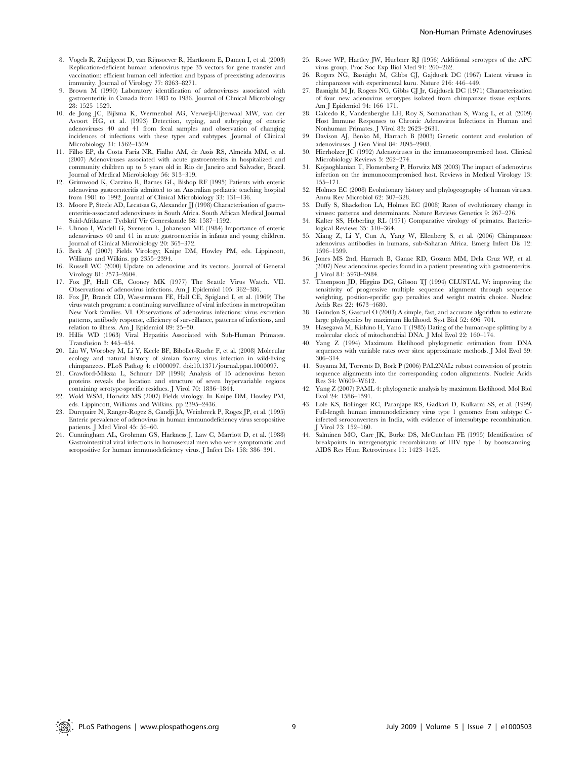8. Vogels R, Zuijdgeest D, van Rijnsoever R, Hartkoorn E, Damen I, et al. (2003) Replication-deficient human adenovirus type 35 vectors for gene transfer and vaccination: efficient human cell infection and bypass of preexisting adenovirus immunity. Journal of Virology 77: 8263–8271.
9. Brown M (1990) Laboratory identification of adenoviruses associated with gastroenteritis in Canada from 1983 to 1986. Journal of Clinical Microbiology 28: 1525–1529.
10. de Jong JC, Bijlsma K, Wermenbol AG, Verweij-Uijterwaal MW, van der Avoort HG, et al. (1993) Detection, typing, and subtyping of enteric adenoviruses 40 and 41 from fecal samples and observation of changing incidences of infections with these types and subtypes. Journal of Clinical Microbiology 31: 1562–1569.
11. Filho EP, da Costa Faria NR, Fialho AM, de Assis RS, Almeida MM, et al. (2007) Adenoviruses associated with acute gastroenteritis in hospitalized and community children up to 5 years old in Rio de Janeiro and Salvador, Brazil. Journal of Medical Microbiology 56: 313–319.
12. Grimwood K, Carzino R, Barnes GL, Bishop RF (1995) Patients with enteric adenovirus gastroenteritis admitted to an Australian pediatric teaching hospital from 1981 to 1992. Journal of Clinical Microbiology 33: 131–136.
13. Moore P, Steele AD, Lecatsas G, Alexander JJ (1998) Characterisation of gastroenteritis-associated adenoviruses in South Africa. South African Medical Journal Suid-Afrikaanse Tydskrif Vir Geneeskunde 88: 1587–1592.
14. Uhnoo I, Wadell G, Svensson L, Johansson ME (1984) Importance of enteric adenoviruses 40 and 41 in acute gastroenteritis in infants and young children. Journal of Clinical Microbiology 20: 365–372.
15. Berk AJ (2007) Fields Virology; Knipe DM, Howley PM, eds. Lippincott, Williams and Wilkins. pp 2355–2394.
16. Russell WC (2000) Update on adenovirus and its vectors. Journal of General Virology 81: 2573–2604.
17. Fox JP, Hall CE, Cooney MK (1977) The Seattle Virus Watch. VII. Observations of adenovirus infections. Am J Epidemiol 105: 362–386.
18. Fox JP, Brandt CD, Wassermann FE, Hall CE, Spigland I, et al. (1969) The virus watch program: a continuing surveillance of viral infections in metropolitan New York families. VI. Observations of adenovirus infections: virus excretion patterns, antibody response, efficiency of surveillance, patterns of infections, and relation to illness. Am J Epidemiol 89: 25–50.
19. Hillis WD (1963) Viral Hepatitis Associated with Sub-Human Primates. Transfusion 3: 445–454.
20. Liu W, Worobey M, Li Y, Keele BF, Bibollet-Ruche F, et al. (2008) Molecular ecology and natural history of simian foamy virus infection in wild-living chimpanzees. PLoS Pathog 4: e1000097. doi:10.1371/journal.ppat.1000097.
21. Crawford-Miksza L, Schnurr DP (1996) Analysis of 15 adenovirus hexon proteins reveals the location and structure of seven hypervariable regions containing serotype-specific residues. J Virol 70: 1836–1844.
22. Wold WSM, Horwitz MS (2007) Fields virology. In Knipe DM, Howley PM, eds. Lippincott, Williams and Wilkins. pp 2395–2436.
23. Durepaire N, Ranger-Rogez S, Gandji JA, Weinbreck P, Rogez JP, et al. (1995) Enteric prevalence of adenovirus in human immunodeficiency virus seropositive patients. J Med Virol 45: 56–60.
24. Cunningham AL, Grohman GS, Harkness J, Law C, Marriott D, et al. (1988) Gastrointestinal viral infections in homosexual men who were symptomatic and seropositive for human immunodeficiency virus. J Infect Dis 158: 386–391.
25. Rowe WP, Hartley JW, Huebner RJ (1956) Additional serotypes of the APC virus group. Proc Soc Exp Biol Med 91: 260–262.
26. Rogers NG, Basnight M, Gibbs CJ, Gajdusek DC (1967) Latent viruses in chimpanzees with experimental kuru. Nature 216: 446–449.
27. Basnight M Jr, Rogers NG, Gibbs CJ Jr, Gajdusek DC (1971) Characterization of four new adenovirus serotypes isolated from chimpanzee tissue explants. Am J Epidemiol 94: 166–171.
28. Calcedo R, Vandenberghe LH, Roy S, Somanathan S, Wang L, et al. (2009) Host Immune Responses to Chronic Adenovirus Infections in Human and Nonhuman Primates. J Virol 83: 2623–2631.
29. Davison AJ, Benko M, Harrach B (2003) Genetic content and evolution of adenoviruses. J Gen Virol 84: 2895–2908.
30. Hierholzer JC (1992) Adenoviruses in the immunocompromised host. Clinical Microbiology Reviews 5: 262–274.
31. Kojaoghlanian T, Flomenberg P, Horwitz MS (2003) The impact of adenovirus infection on the immunocompromised host. Reviews in Medical Virology 13: 155–171.
32. Holmes EC (2008) Evolutionary history and phylogeography of human viruses. Annu Rev Microbiol 62: 307–328.
33. Duffy S, Shackelton LA, Holmes EC (2008) Rates of evolutionary change in viruses: patterns and determinants. Nature Reviews Genetics 9: 267–276.
34. Kalter SS, Heberling RL (1971) Comparative virology of primates. Bacteriological Reviews 35: 310–364.
35. Xiang Z, Li Y, Cun A, Yang W, Ellenberg S, et al. (2006) Chimpanzee adenovirus antibodies in humans, sub-Saharan Africa. Emerg Infect Dis 12: 1596–1599.
36. Jones MS 2nd, Harrach B, Ganac RD, Gozum MM, Dela Cruz WP, et al. (2007) New adenovirus species found in a patient presenting with gastroenteritis. J Virol 81: 5978–5984.
37. Thompson JD, Higgins DG, Gibson TJ (1994) CLUSTAL W: improving the sensitivity of progressive multiple sequence alignment through sequence weighting, position-specific gap penalties and weight matrix choice. Nucleic Acids Res 22: 4673–4680.
38. Guindon S, Gascuel O (2003) A simple, fast, and accurate algorithm to estimate large phylogenies by maximum likelihood. Syst Biol 52: 696–704.
39. Hasegawa M, Kishino H, Yano T (1985) Dating of the human-ape splitting by a molecular clock of mitochondrial DNA. J Mol Evol 22: 160–174.
40. Yang Z (1994) Maximum likelihood phylogenetic estimation from DNA sequences with variable rates over sites: approximate methods. J Mol Evol 39: 306–314.
41. Suyama M, Torrents D, Bork P (2006) PAL2NAL: robust conversion of protein sequence alignments into the corresponding codon alignments. Nucleic Acids Res 34: W609–W612.
42. Yang Z (2007) PAML 4: phylogenetic analysis by maximum likelihood. Mol Biol Evol 24: 1586–1591.
43. Lole KS, Bollinger RC, Paranjape RS, Gadkari D, Kulkarni SS, et al. (1999) Full-length human immunodeficiency virus type 1 genomes from subtype C-infected seroconverters in India, with evidence of intersubtype recombination. J Virol 73: 152–160.
44. Salminen MO, Carr JK, Burke DS, McCutchan FE (1995) Identification of breakpoints in intergenotypic recombinants of HIV type 1 by bootscanning. AIDS Res Hum Retroviruses 11: 1423–1425.